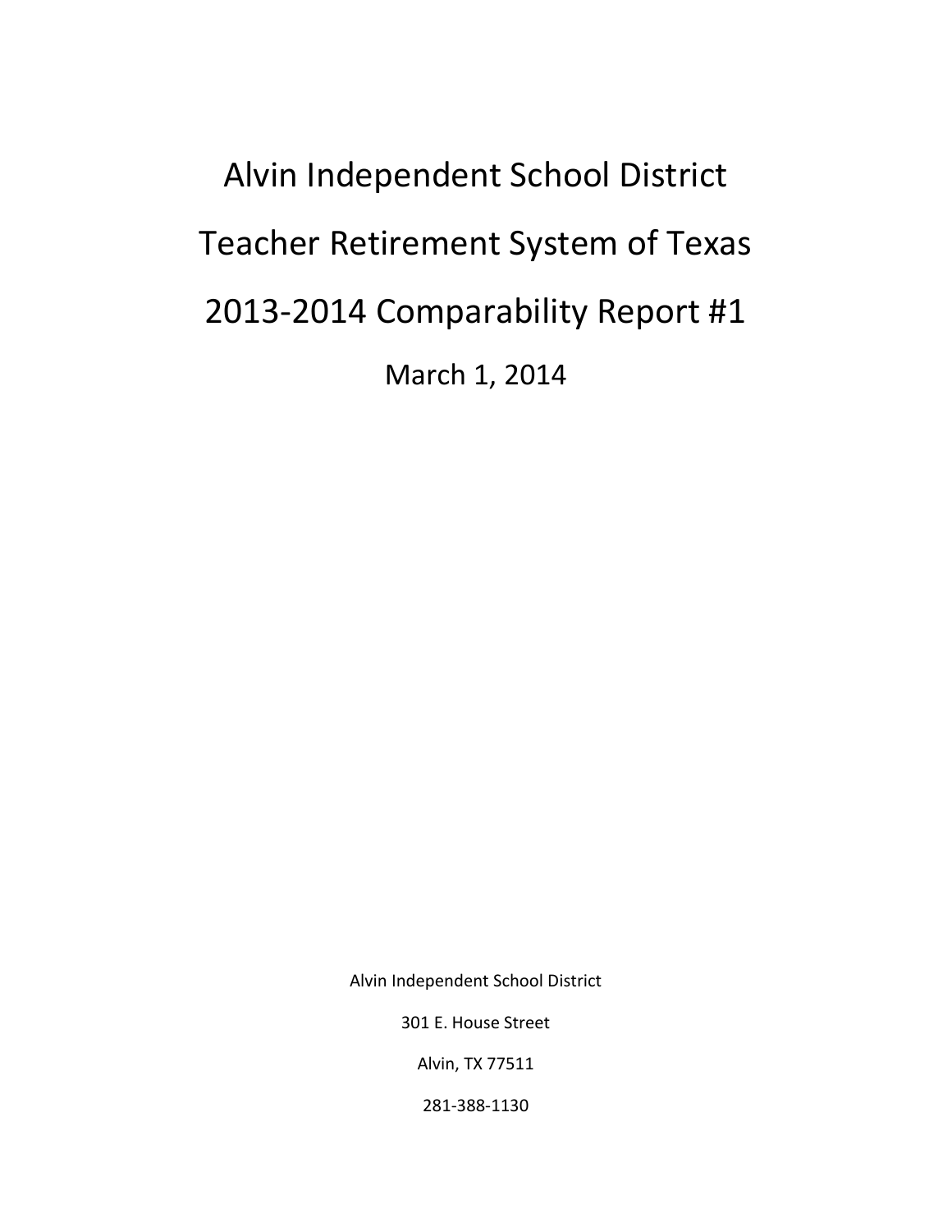# Alvin Independent School District

# Teacher Retirement System of Texas

# 2013-2014 Comparability Report #1

March 1, 2014

Alvin Independent School District

301 E. House Street

Alvin, TX 77511

281-388-1130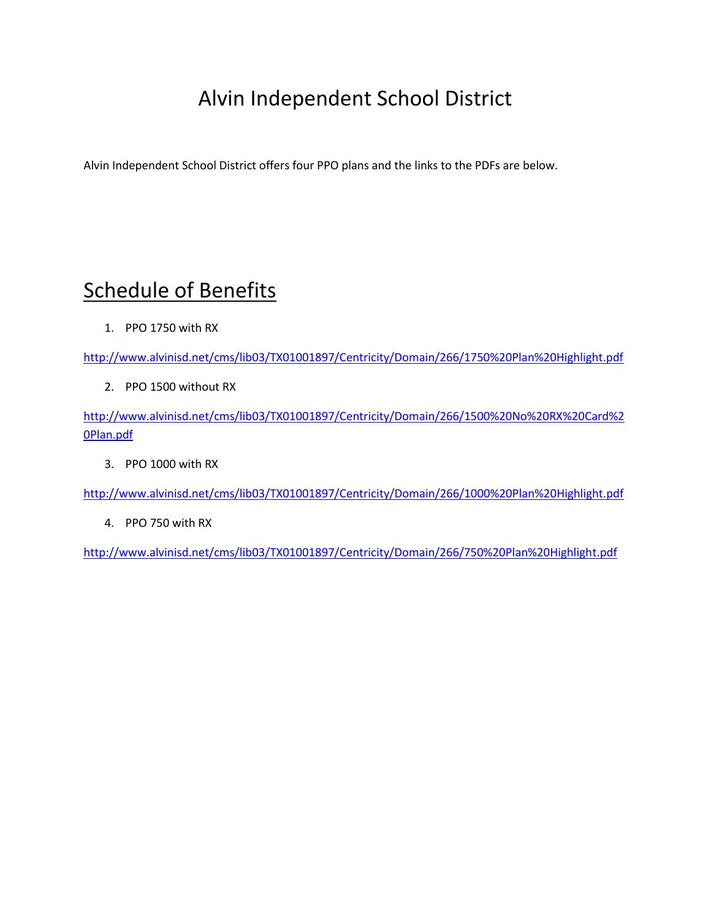# Alvin Independent School District

Alvin Independent School District offers four PPO plans and the links to the PDFs are below.

## Schedule of Benefits

1. PPO 1750 with RX

http://www.alvinisd.net/cms/lib03/TX01001897/Centricity/Domain/266/1750%20Plan%20Highlight.pdf

2. PPO 1500 without RX

http://www.alvinisd.net/cms/lib03/TX01001897/Centricity/Domain/266/1500%20No%20RX%20Card%20Plan.pdf

3. PPO 1000 with RX

http://www.alvinisd.net/cms/lib03/TX01001897/Centricity/Domain/266/1000%20Plan%20Highlight.pdf

4. PPO 750 with RX

http://www.alvinisd.net/cms/lib03/TX01001897/Centricity/Domain/266/750%20Plan%20Highlight.pdf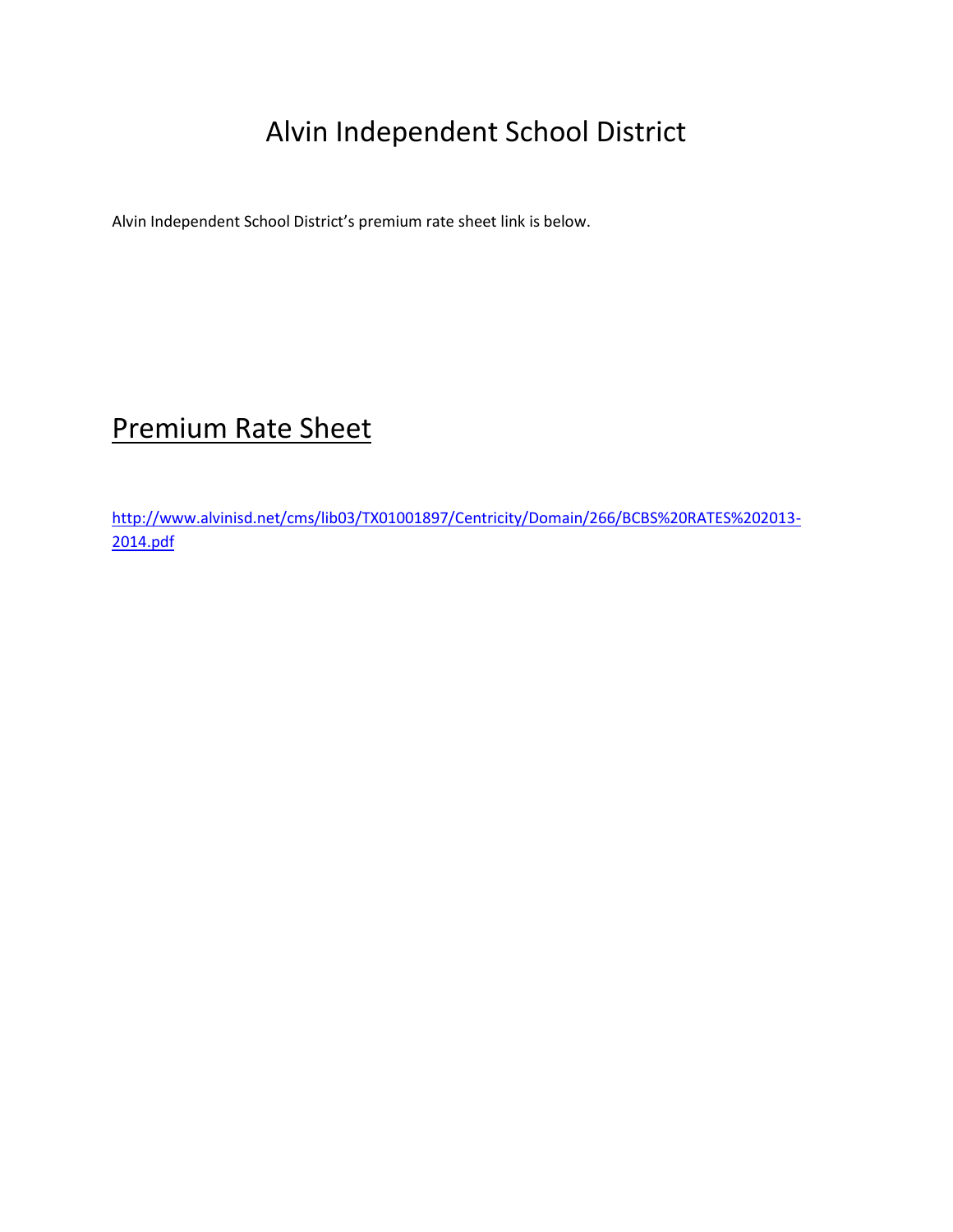# Alvin Independent School District

Alvin Independent School District's premium rate sheet link is below.

## Premium Rate Sheet

http://www.alvinisd.net/cms/lib03/TX01001897/Centricity/Domain/266/BCBS%20RATES%202013-2014.pdf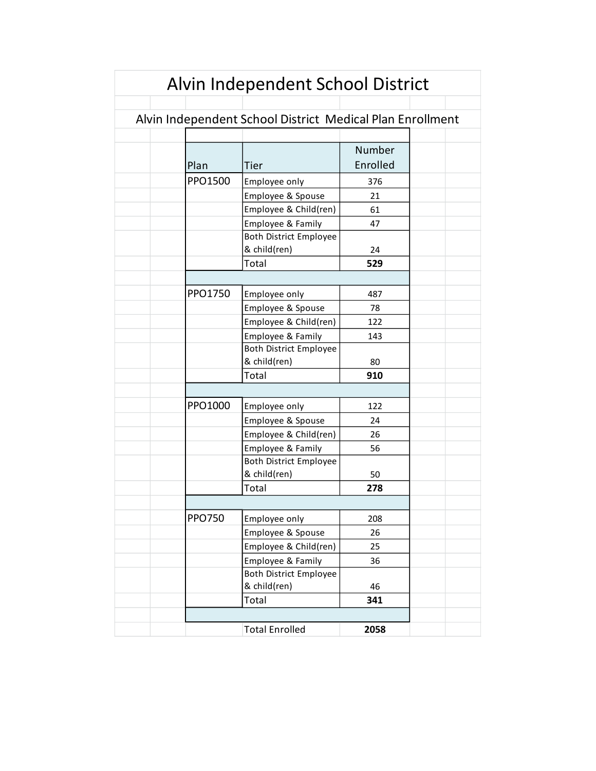# Alvin Independent School District

## Alvin Independent School District Medical Plan Enrollment

| Plan | Tier | Number Enrolled |
|---|---|---|
| PPO1500 | Employee only | 376 |
| | Employee & Spouse | 21 |
| | Employee & Child(ren) | 61 |
| | Employee & Family | 47 |
| | Both District Employee & child(ren) | 24 |
| | Total | **529** |
| | | |
| PPO1750 | Employee only | 487 |
| | Employee & Spouse | 78 |
| | Employee & Child(ren) | 122 |
| | Employee & Family | 143 |
| | Both District Employee & child(ren) | 80 |
| | Total | **910** |
| | | |
| PPO1000 | Employee only | 122 |
| | Employee & Spouse | 24 |
| | Employee & Child(ren) | 26 |
| | Employee & Family | 56 |
| | Both District Employee & child(ren) | 50 |
| | Total | **278** |
| | | |
| PPO750 | Employee only | 208 |
| | Employee & Spouse | 26 |
| | Employee & Child(ren) | 25 |
| | Employee & Family | 36 |
| | Both District Employee & child(ren) | 46 |
| | Total | **341** |
| | | |
| | Total Enrolled | **2058** |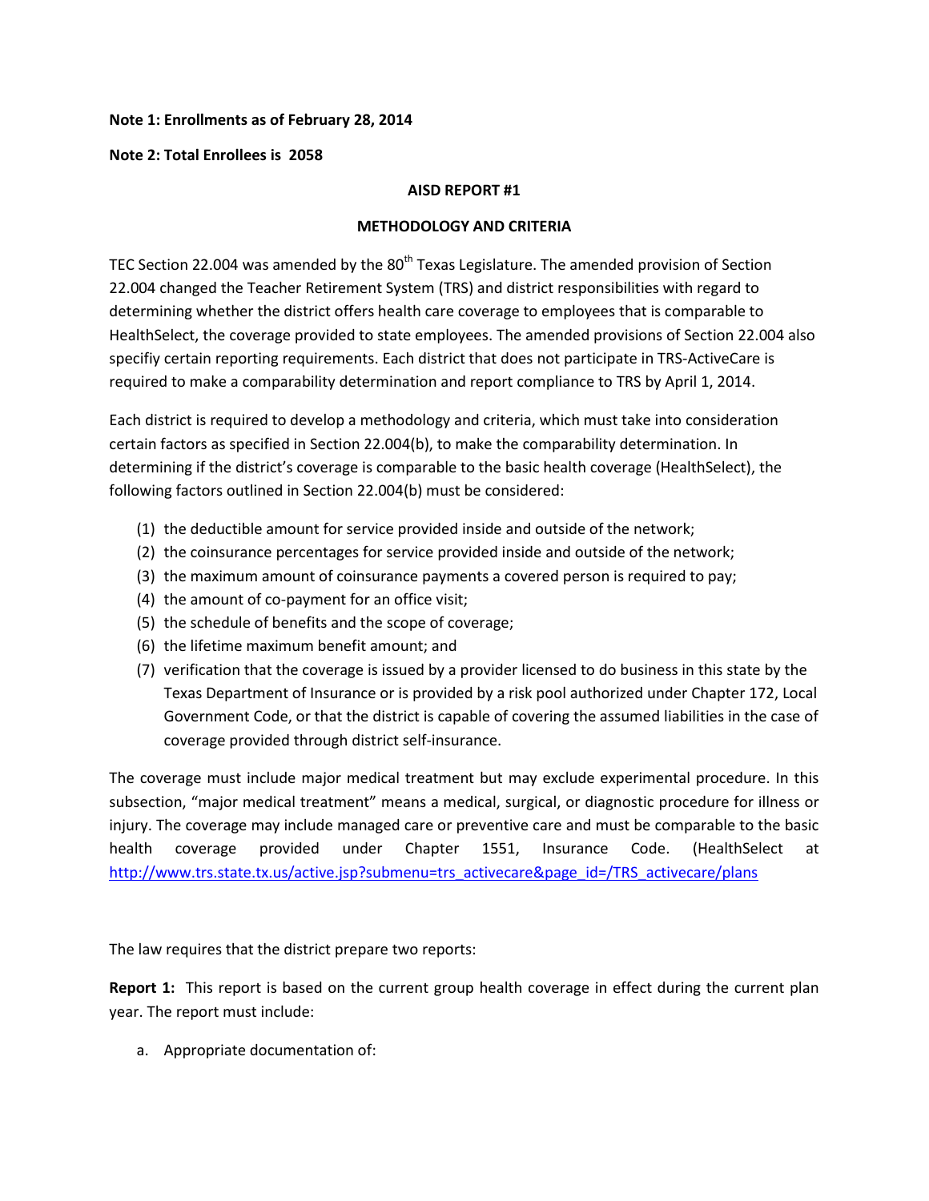**Note 1: Enrollments as of February 28, 2014**

**Note 2: Total Enrollees is 2058**

**AISD REPORT #1**

**METHODOLOGY AND CRITERIA**

TEC Section 22.004 was amended by the 80th Texas Legislature. The amended provision of Section 22.004 changed the Teacher Retirement System (TRS) and district responsibilities with regard to determining whether the district offers health care coverage to employees that is comparable to HealthSelect, the coverage provided to state employees. The amended provisions of Section 22.004 also specifiy certain reporting requirements. Each district that does not participate in TRS-ActiveCare is required to make a comparability determination and report compliance to TRS by April 1, 2014.

Each district is required to develop a methodology and criteria, which must take into consideration certain factors as specified in Section 22.004(b), to make the comparability determination. In determining if the district's coverage is comparable to the basic health coverage (HealthSelect), the following factors outlined in Section 22.004(b) must be considered:

1. the deductible amount for service provided inside and outside of the network;
2. the coinsurance percentages for service provided inside and outside of the network;
3. the maximum amount of coinsurance payments a covered person is required to pay;
4. the amount of co-payment for an office visit;
5. the schedule of benefits and the scope of coverage;
6. the lifetime maximum benefit amount; and
7. verification that the coverage is issued by a provider licensed to do business in this state by the Texas Department of Insurance or is provided by a risk pool authorized under Chapter 172, Local Government Code, or that the district is capable of covering the assumed liabilities in the case of coverage provided through district self-insurance.

The coverage must include major medical treatment but may exclude experimental procedure. In this subsection, "major medical treatment" means a medical, surgical, or diagnostic procedure for illness or injury. The coverage may include managed care or preventive care and must be comparable to the basic health coverage provided under Chapter 1551, Insurance Code. (HealthSelect at http://www.trs.state.tx.us/active.jsp?submenu=trs_activecare&page_id=/TRS_activecare/plans

The law requires that the district prepare two reports:

**Report 1:** This report is based on the current group health coverage in effect during the current plan year. The report must include:

a. Appropriate documentation of: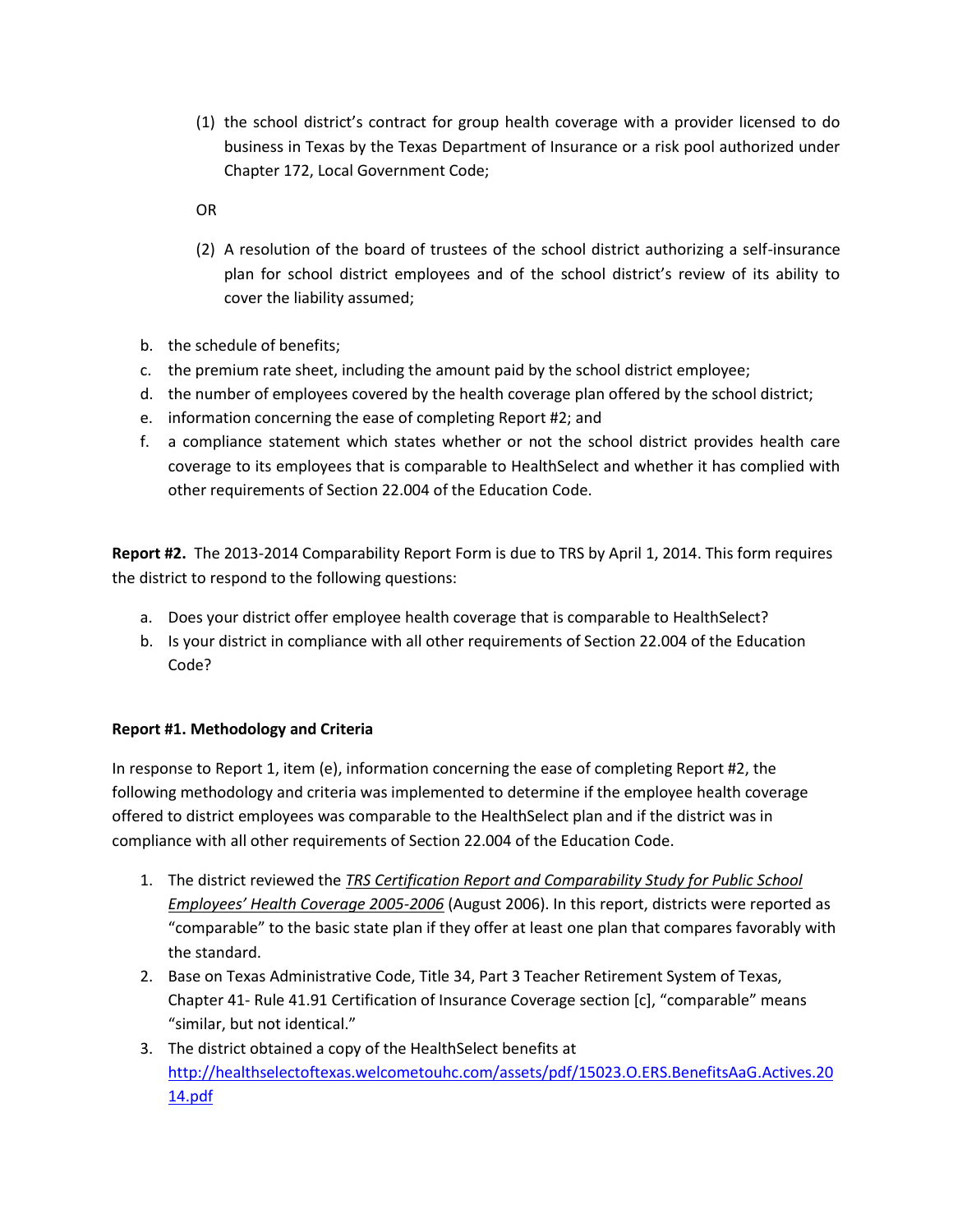(1) the school district's contract for group health coverage with a provider licensed to do business in Texas by the Texas Department of Insurance or a risk pool authorized under Chapter 172, Local Government Code;

OR

(2) A resolution of the board of trustees of the school district authorizing a self-insurance plan for school district employees and of the school district's review of its ability to cover the liability assumed;

b. the schedule of benefits;
c. the premium rate sheet, including the amount paid by the school district employee;
d. the number of employees covered by the health coverage plan offered by the school district;
e. information concerning the ease of completing Report #2; and
f. a compliance statement which states whether or not the school district provides health care coverage to its employees that is comparable to HealthSelect and whether it has complied with other requirements of Section 22.004 of the Education Code.

**Report #2.** The 2013-2014 Comparability Report Form is due to TRS by April 1, 2014. This form requires the district to respond to the following questions:

a. Does your district offer employee health coverage that is comparable to HealthSelect?
b. Is your district in compliance with all other requirements of Section 22.004 of the Education Code?

**Report #1. Methodology and Criteria**

In response to Report 1, item (e), information concerning the ease of completing Report #2, the following methodology and criteria was implemented to determine if the employee health coverage offered to district employees was comparable to the HealthSelect plan and if the district was in compliance with all other requirements of Section 22.004 of the Education Code.

1. The district reviewed the *TRS Certification Report and Comparability Study for Public School Employees' Health Coverage 2005-2006* (August 2006). In this report, districts were reported as "comparable" to the basic state plan if they offer at least one plan that compares favorably with the standard.
2. Base on Texas Administrative Code, Title 34, Part 3 Teacher Retirement System of Texas, Chapter 41- Rule 41.91 Certification of Insurance Coverage section [c], "comparable" means "similar, but not identical."
3. The district obtained a copy of the HealthSelect benefits at http://healthselectoftexas.welcometouhc.com/assets/pdf/15023.O.ERS.BenefitsAaG.Actives.2014.pdf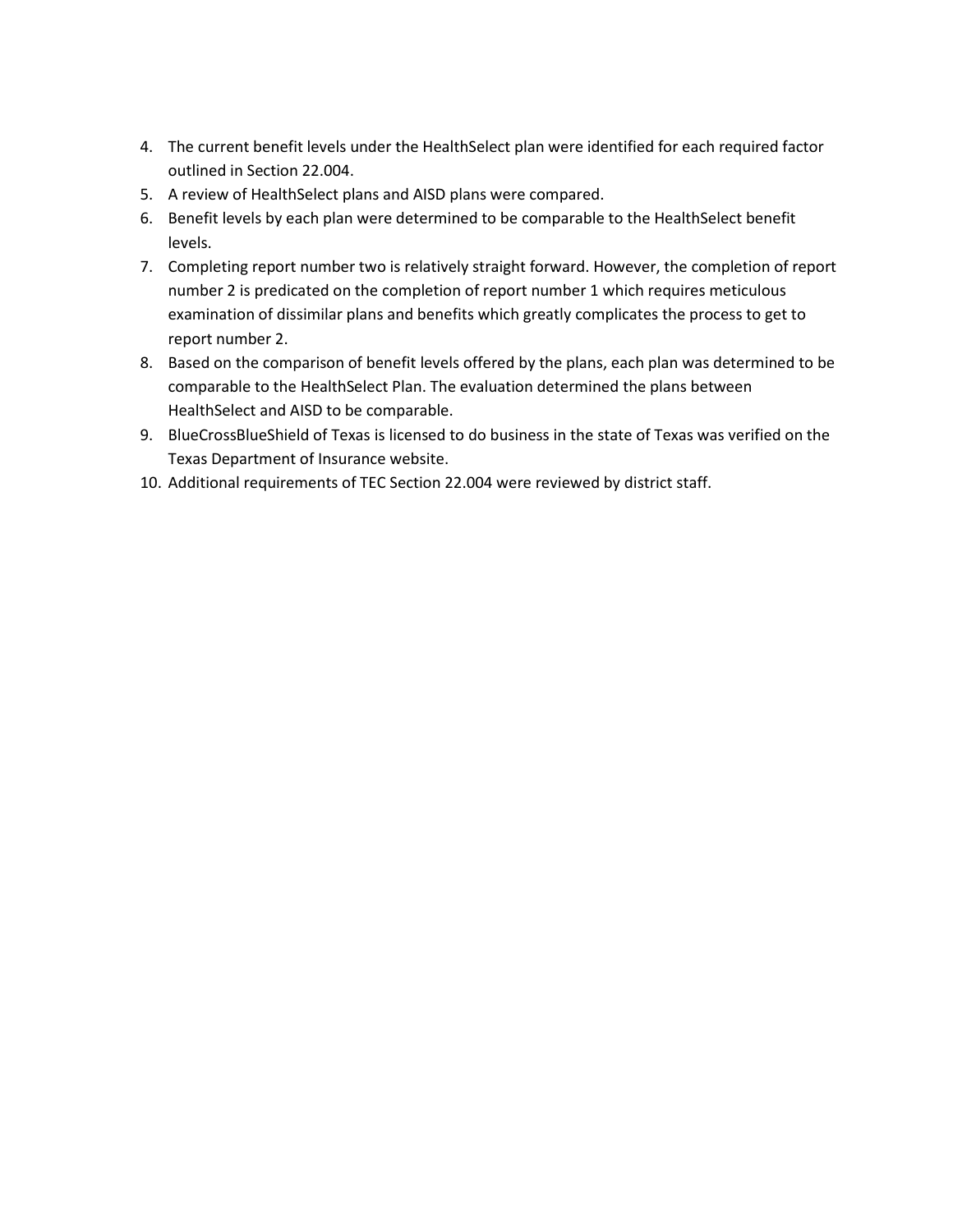4. The current benefit levels under the HealthSelect plan were identified for each required factor outlined in Section 22.004.
5. A review of HealthSelect plans and AISD plans were compared.
6. Benefit levels by each plan were determined to be comparable to the HealthSelect benefit levels.
7. Completing report number two is relatively straight forward. However, the completion of report number 2 is predicated on the completion of report number 1 which requires meticulous examination of dissimilar plans and benefits which greatly complicates the process to get to report number 2.
8. Based on the comparison of benefit levels offered by the plans, each plan was determined to be comparable to the HealthSelect Plan. The evaluation determined the plans between HealthSelect and AISD to be comparable.
9. BlueCrossBlueShield of Texas is licensed to do business in the state of Texas was verified on the Texas Department of Insurance website.
10. Additional requirements of TEC Section 22.004 were reviewed by district staff.